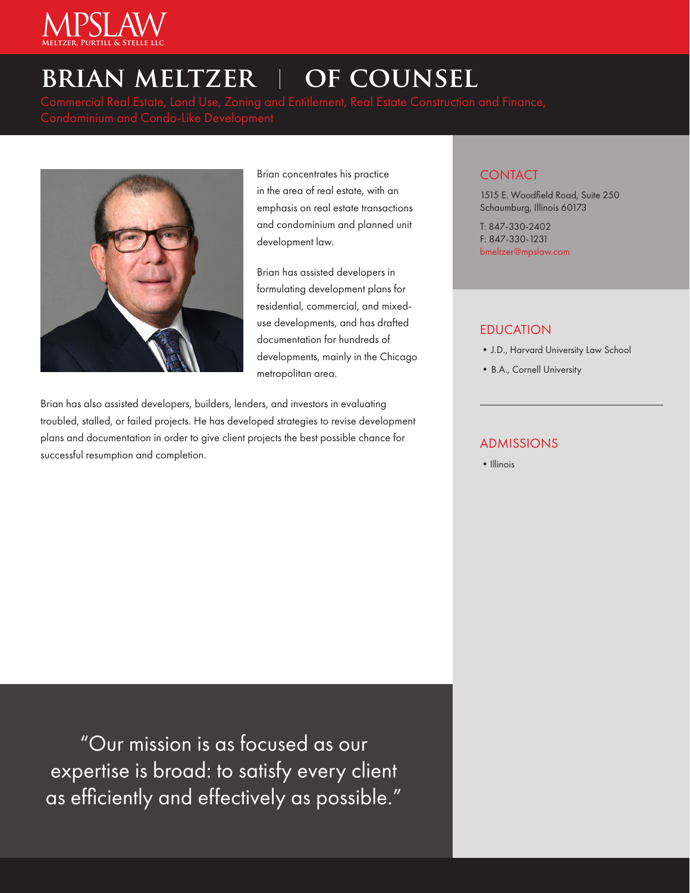MPSLAW
Meltzer, Purtill & Stelle LLC

# BRIAN MELTZER | OF COUNSEL

Commercial Real Estate, Land Use, Zoning and Entitlement, Real Estate Construction and Finance, Condominium and Condo-Like Development

Brian concentrates his practice in the area of real estate, with an emphasis on real estate transactions and condominium and planned unit development law.

Brian has assisted developers in formulating development plans for residential, commercial, and mixed-use developments, and has drafted documentation for hundreds of developments, mainly in the Chicago metropolitan area.

Brian has also assisted developers, builders, lenders, and investors in evaluating troubled, stalled, or failed projects. He has developed strategies to revise development plans and documentation in order to give client projects the best possible chance for successful resumption and completion.

## CONTACT

1515 E. Woodfield Road, Suite 250
Schaumburg, Illinois 60173

T: 847-330-2402
F: 847-330-1231
bmeltzer@mpslaw.com

## EDUCATION

- J.D., Harvard University Law School
- B.A., Cornell University

## ADMISSIONS

- Illinois

"Our mission is as focused as our expertise is broad: to satisfy every client as efficiently and effectively as possible."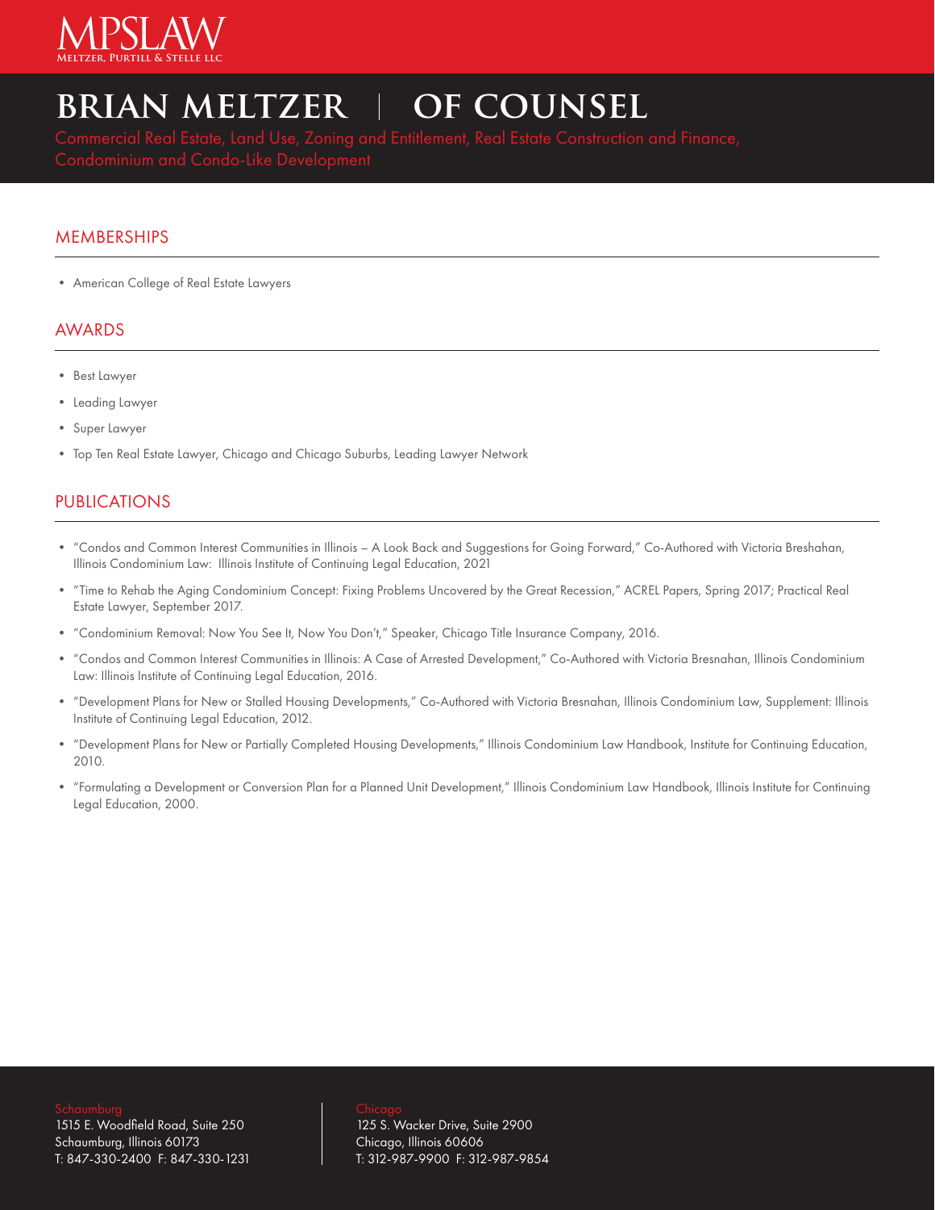# BRIAN MELTZER | OF COUNSEL

Commercial Real Estate, Land Use, Zoning and Entitlement, Real Estate Construction and Finance, Condominium and Condo-Like Development

## MEMBERSHIPS

- American College of Real Estate Lawyers

## AWARDS

- Best Lawyer
- Leading Lawyer
- Super Lawyer
- Top Ten Real Estate Lawyer, Chicago and Chicago Suburbs, Leading Lawyer Network

## PUBLICATIONS

- "Condos and Common Interest Communities in Illinois – A Look Back and Suggestions for Going Forward," Co-Authored with Victoria Breshahan, Illinois Condominium Law: Illinois Institute of Continuing Legal Education, 2021
- "Time to Rehab the Aging Condominium Concept: Fixing Problems Uncovered by the Great Recession," ACREL Papers, Spring 2017; Practical Real Estate Lawyer, September 2017.
- "Condominium Removal: Now You See It, Now You Don't," Speaker, Chicago Title Insurance Company, 2016.
- "Condos and Common Interest Communities in Illinois: A Case of Arrested Development," Co-Authored with Victoria Bresnahan, Illinois Condominium Law: Illinois Institute of Continuing Legal Education, 2016.
- "Development Plans for New or Stalled Housing Developments," Co-Authored with Victoria Bresnahan, Illinois Condominium Law, Supplement: Illinois Institute of Continuing Legal Education, 2012.
- "Development Plans for New or Partially Completed Housing Developments," Illinois Condominium Law Handbook, Institute for Continuing Education, 2010.
- "Formulating a Development or Conversion Plan for a Planned Unit Development," Illinois Condominium Law Handbook, Illinois Institute for Continuing Legal Education, 2000.

Schaumburg
1515 E. Woodfield Road, Suite 250
Schaumburg, Illinois 60173
T: 847-330-2400 F: 847-330-1231

Chicago
125 S. Wacker Drive, Suite 2900
Chicago, Illinois 60606
T: 312-987-9900 F: 312-987-9854